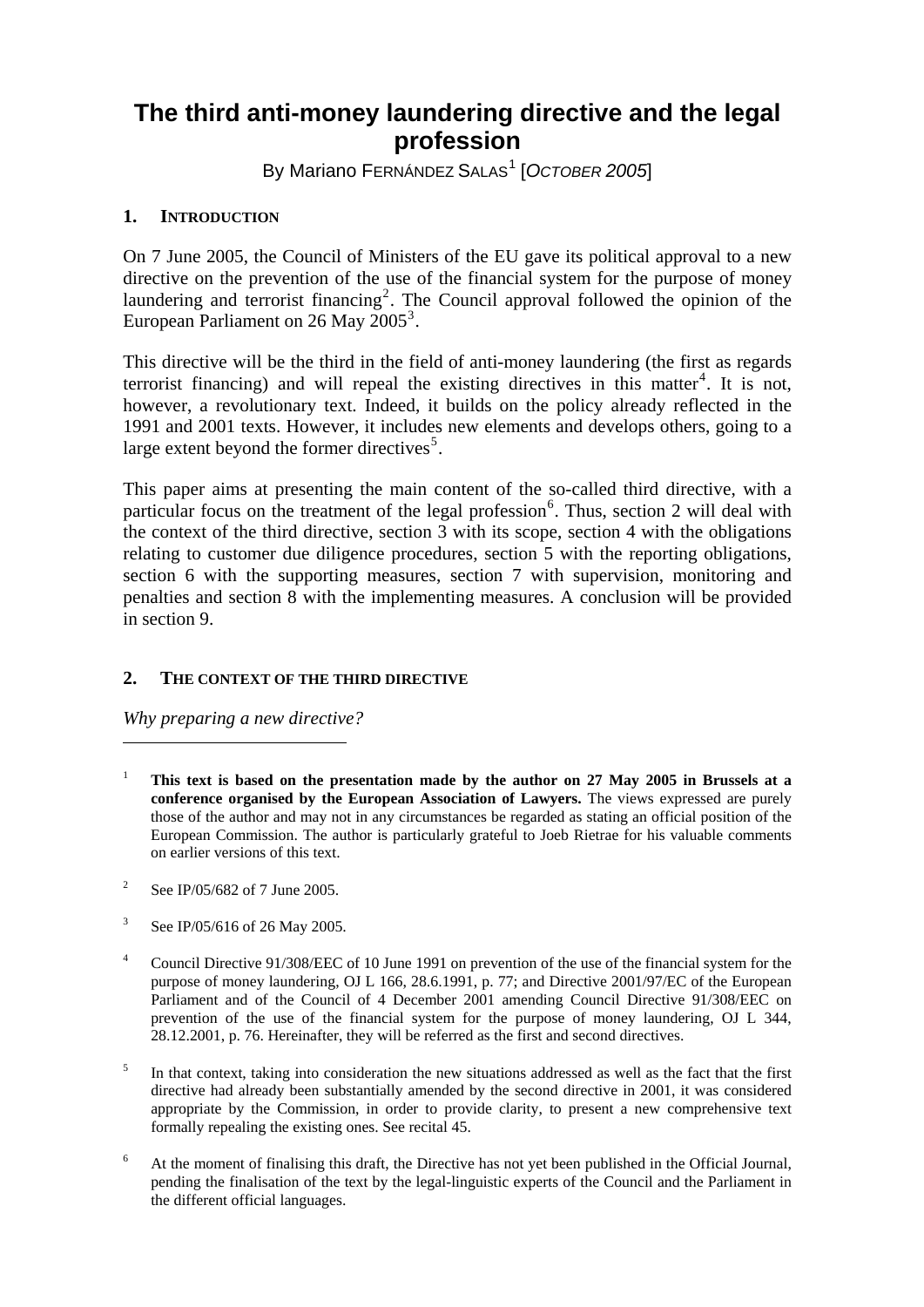# The third anti-money laundering directive and the legal profession

By Mariano FERNÁNDEZ SALAS[1] [*OCTOBER 2005*]

## 1. INTRODUCTION

On 7 June 2005, the Council of Ministers of the EU gave its political approval to a new directive on the prevention of the use of the financial system for the purpose of money laundering and terrorist financing[2]. The Council approval followed the opinion of the European Parliament on 26 May 2005[3].

This directive will be the third in the field of anti-money laundering (the first as regards terrorist financing) and will repeal the existing directives in this matter[4]. It is not, however, a revolutionary text. Indeed, it builds on the policy already reflected in the 1991 and 2001 texts. However, it includes new elements and develops others, going to a large extent beyond the former directives[5].

This paper aims at presenting the main content of the so-called third directive, with a particular focus on the treatment of the legal profession[6]. Thus, section 2 will deal with the context of the third directive, section 3 with its scope, section 4 with the obligations relating to customer due diligence procedures, section 5 with the reporting obligations, section 6 with the supporting measures, section 7 with supervision, monitoring and penalties and section 8 with the implementing measures. A conclusion will be provided in section 9.

## 2. THE CONTEXT OF THE THIRD DIRECTIVE

*Why preparing a new directive?*

---

[1] **This text is based on the presentation made by the author on 27 May 2005 in Brussels at a conference organised by the European Association of Lawyers.** The views expressed are purely those of the author and may not in any circumstances be regarded as stating an official position of the European Commission. The author is particularly grateful to Joeb Rietrae for his valuable comments on earlier versions of this text.

[2] See IP/05/682 of 7 June 2005.

[3] See IP/05/616 of 26 May 2005.

[4] Council Directive 91/308/EEC of 10 June 1991 on prevention of the use of the financial system for the purpose of money laundering, OJ L 166, 28.6.1991, p. 77; and Directive 2001/97/EC of the European Parliament and of the Council of 4 December 2001 amending Council Directive 91/308/EEC on prevention of the use of the financial system for the purpose of money laundering, OJ L 344, 28.12.2001, p. 76. Hereinafter, they will be referred as the first and second directives.

[5] In that context, taking into consideration the new situations addressed as well as the fact that the first directive had already been substantially amended by the second directive in 2001, it was considered appropriate by the Commission, in order to provide clarity, to present a new comprehensive text formally repealing the existing ones. See recital 45.

[6] At the moment of finalising this draft, the Directive has not yet been published in the Official Journal, pending the finalisation of the text by the legal-linguistic experts of the Council and the Parliament in the different official languages.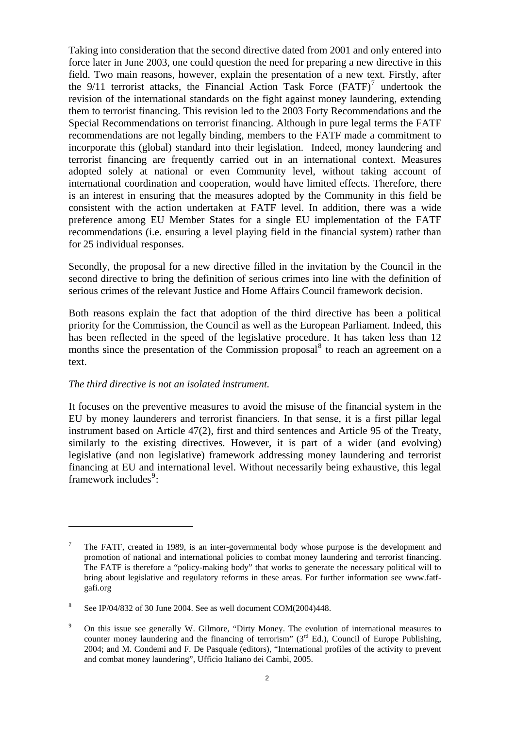Taking into consideration that the second directive dated from 2001 and only entered into force later in June 2003, one could question the need for preparing a new directive in this field. Two main reasons, however, explain the presentation of a new text. Firstly, after the 9/11 terrorist attacks, the Financial Action Task Force (FATF)[7] undertook the revision of the international standards on the fight against money laundering, extending them to terrorist financing. This revision led to the 2003 Forty Recommendations and the Special Recommendations on terrorist financing. Although in pure legal terms the FATF recommendations are not legally binding, members to the FATF made a commitment to incorporate this (global) standard into their legislation. Indeed, money laundering and terrorist financing are frequently carried out in an international context. Measures adopted solely at national or even Community level, without taking account of international coordination and cooperation, would have limited effects. Therefore, there is an interest in ensuring that the measures adopted by the Community in this field be consistent with the action undertaken at FATF level. In addition, there was a wide preference among EU Member States for a single EU implementation of the FATF recommendations (i.e. ensuring a level playing field in the financial system) rather than for 25 individual responses.

Secondly, the proposal for a new directive filled in the invitation by the Council in the second directive to bring the definition of serious crimes into line with the definition of serious crimes of the relevant Justice and Home Affairs Council framework decision.

Both reasons explain the fact that adoption of the third directive has been a political priority for the Commission, the Council as well as the European Parliament. Indeed, this has been reflected in the speed of the legislative procedure. It has taken less than 12 months since the presentation of the Commission proposal[8] to reach an agreement on a text.

*The third directive is not an isolated instrument.*

It focuses on the preventive measures to avoid the misuse of the financial system in the EU by money launderers and terrorist financiers. In that sense, it is a first pillar legal instrument based on Article 47(2), first and third sentences and Article 95 of the Treaty, similarly to the existing directives. However, it is part of a wider (and evolving) legislative (and non legislative) framework addressing money laundering and terrorist financing at EU and international level. Without necessarily being exhaustive, this legal framework includes[9]:

---

[7] The FATF, created in 1989, is an inter-governmental body whose purpose is the development and promotion of national and international policies to combat money laundering and terrorist financing. The FATF is therefore a "policy-making body" that works to generate the necessary political will to bring about legislative and regulatory reforms in these areas. For further information see www.fatf-gafi.org

[8] See IP/04/832 of 30 June 2004. See as well document COM(2004)448.

[9] On this issue see generally W. Gilmore, "Dirty Money. The evolution of international measures to counter money laundering and the financing of terrorism" (3rd Ed.), Council of Europe Publishing, 2004; and M. Condemi and F. De Pasquale (editors), "International profiles of the activity to prevent and combat money laundering", Ufficio Italiano dei Cambi, 2005.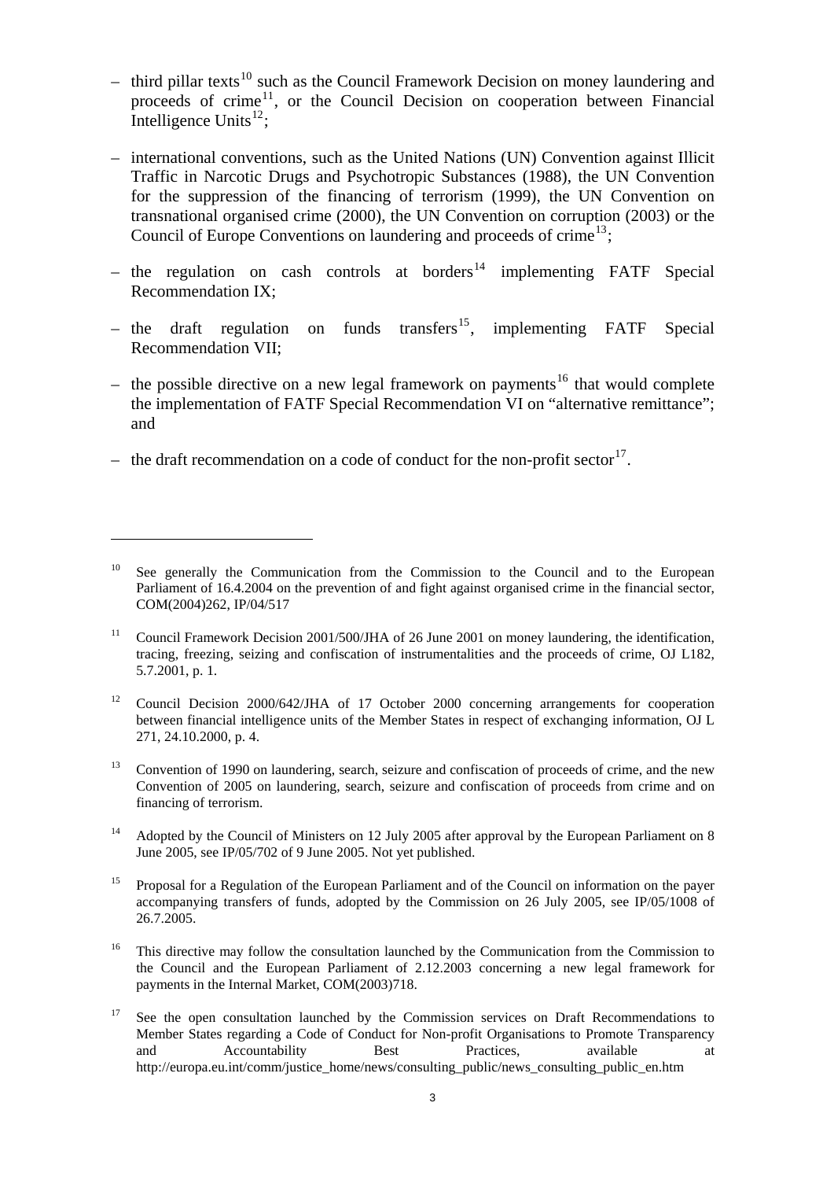- third pillar texts[10] such as the Council Framework Decision on money laundering and proceeds of crime[11], or the Council Decision on cooperation between Financial Intelligence Units[12];
- international conventions, such as the United Nations (UN) Convention against Illicit Traffic in Narcotic Drugs and Psychotropic Substances (1988), the UN Convention for the suppression of the financing of terrorism (1999), the UN Convention on transnational organised crime (2000), the UN Convention on corruption (2003) or the Council of Europe Conventions on laundering and proceeds of crime[13];
- the regulation on cash controls at borders[14] implementing FATF Special Recommendation IX;
- the draft regulation on funds transfers[15], implementing FATF Special Recommendation VII;
- the possible directive on a new legal framework on payments[16] that would complete the implementation of FATF Special Recommendation VI on "alternative remittance"; and
- the draft recommendation on a code of conduct for the non-profit sector[17].

---

[10] See generally the Communication from the Commission to the Council and to the European Parliament of 16.4.2004 on the prevention of and fight against organised crime in the financial sector, COM(2004)262, IP/04/517

[11] Council Framework Decision 2001/500/JHA of 26 June 2001 on money laundering, the identification, tracing, freezing, seizing and confiscation of instrumentalities and the proceeds of crime, OJ L182, 5.7.2001, p. 1.

[12] Council Decision 2000/642/JHA of 17 October 2000 concerning arrangements for cooperation between financial intelligence units of the Member States in respect of exchanging information, OJ L 271, 24.10.2000, p. 4.

[13] Convention of 1990 on laundering, search, seizure and confiscation of proceeds of crime, and the new Convention of 2005 on laundering, search, seizure and confiscation of proceeds from crime and on financing of terrorism.

[14] Adopted by the Council of Ministers on 12 July 2005 after approval by the European Parliament on 8 June 2005, see IP/05/702 of 9 June 2005. Not yet published.

[15] Proposal for a Regulation of the European Parliament and of the Council on information on the payer accompanying transfers of funds, adopted by the Commission on 26 July 2005, see IP/05/1008 of 26.7.2005.

[16] This directive may follow the consultation launched by the Communication from the Commission to the Council and the European Parliament of 2.12.2003 concerning a new legal framework for payments in the Internal Market, COM(2003)718.

[17] See the open consultation launched by the Commission services on Draft Recommendations to Member States regarding a Code of Conduct for Non-profit Organisations to Promote Transparency and Accountability Best Practices, available at http://europa.eu.int/comm/justice_home/news/consulting_public/news_consulting_public_en.htm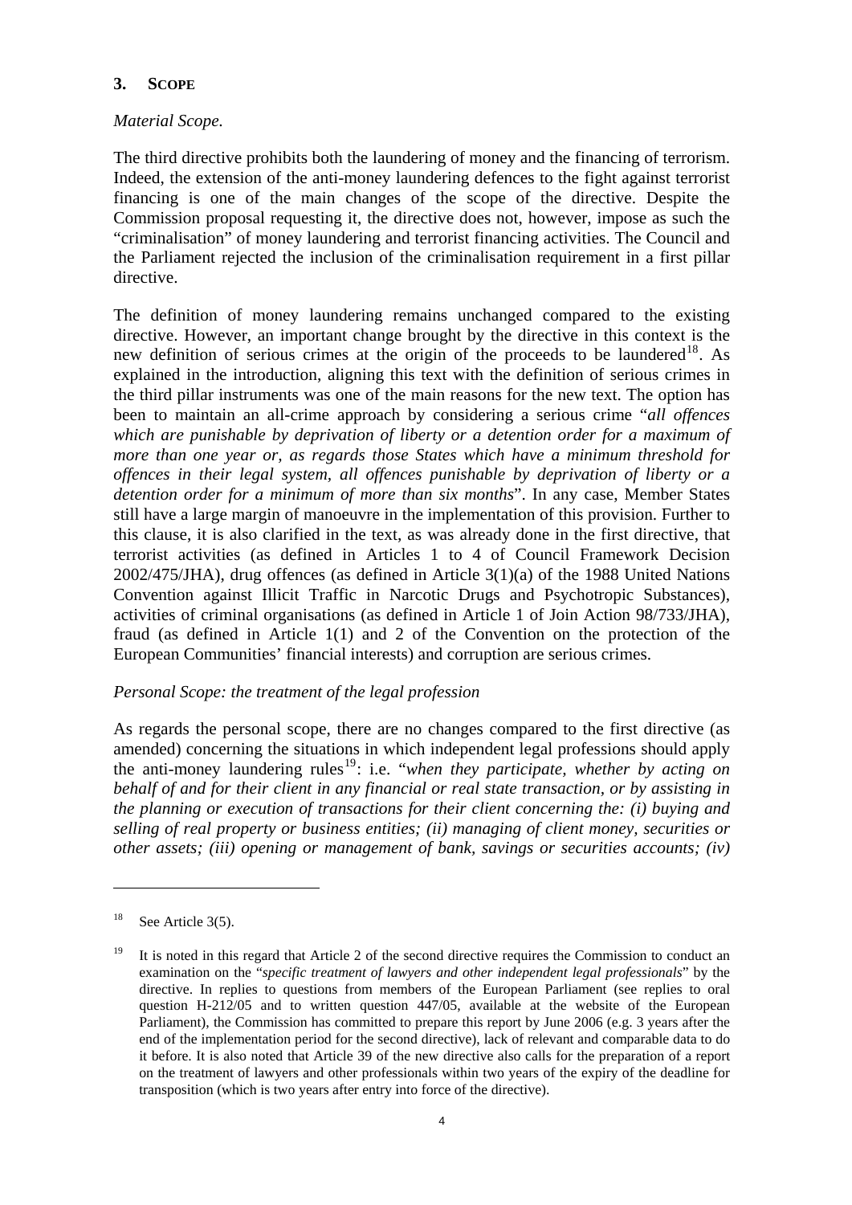## 3. SCOPE

*Material Scope.*

The third directive prohibits both the laundering of money and the financing of terrorism. Indeed, the extension of the anti-money laundering defences to the fight against terrorist financing is one of the main changes of the scope of the directive. Despite the Commission proposal requesting it, the directive does not, however, impose as such the "criminalisation" of money laundering and terrorist financing activities. The Council and the Parliament rejected the inclusion of the criminalisation requirement in a first pillar directive.

The definition of money laundering remains unchanged compared to the existing directive. However, an important change brought by the directive in this context is the new definition of serious crimes at the origin of the proceeds to be laundered[18]. As explained in the introduction, aligning this text with the definition of serious crimes in the third pillar instruments was one of the main reasons for the new text. The option has been to maintain an all-crime approach by considering a serious crime "*all offences which are punishable by deprivation of liberty or a detention order for a maximum of more than one year or, as regards those States which have a minimum threshold for offences in their legal system, all offences punishable by deprivation of liberty or a detention order for a minimum of more than six months*". In any case, Member States still have a large margin of manoeuvre in the implementation of this provision. Further to this clause, it is also clarified in the text, as was already done in the first directive, that terrorist activities (as defined in Articles 1 to 4 of Council Framework Decision 2002/475/JHA), drug offences (as defined in Article 3(1)(a) of the 1988 United Nations Convention against Illicit Traffic in Narcotic Drugs and Psychotropic Substances), activities of criminal organisations (as defined in Article 1 of Join Action 98/733/JHA), fraud (as defined in Article 1(1) and 2 of the Convention on the protection of the European Communities' financial interests) and corruption are serious crimes.

*Personal Scope: the treatment of the legal profession*

As regards the personal scope, there are no changes compared to the first directive (as amended) concerning the situations in which independent legal professions should apply the anti-money laundering rules[19]: i.e. "*when they participate, whether by acting on behalf of and for their client in any financial or real state transaction, or by assisting in the planning or execution of transactions for their client concerning the: (i) buying and selling of real property or business entities; (ii) managing of client money, securities or other assets; (iii) opening or management of bank, savings or securities accounts; (iv)*

---

[18] See Article 3(5).

[19] It is noted in this regard that Article 2 of the second directive requires the Commission to conduct an examination on the "*specific treatment of lawyers and other independent legal professionals*" by the directive. In replies to questions from members of the European Parliament (see replies to oral question H-212/05 and to written question 447/05, available at the website of the European Parliament), the Commission has committed to prepare this report by June 2006 (e.g. 3 years after the end of the implementation period for the second directive), lack of relevant and comparable data to do it before. It is also noted that Article 39 of the new directive also calls for the preparation of a report on the treatment of lawyers and other professionals within two years of the expiry of the deadline for transposition (which is two years after entry into force of the directive).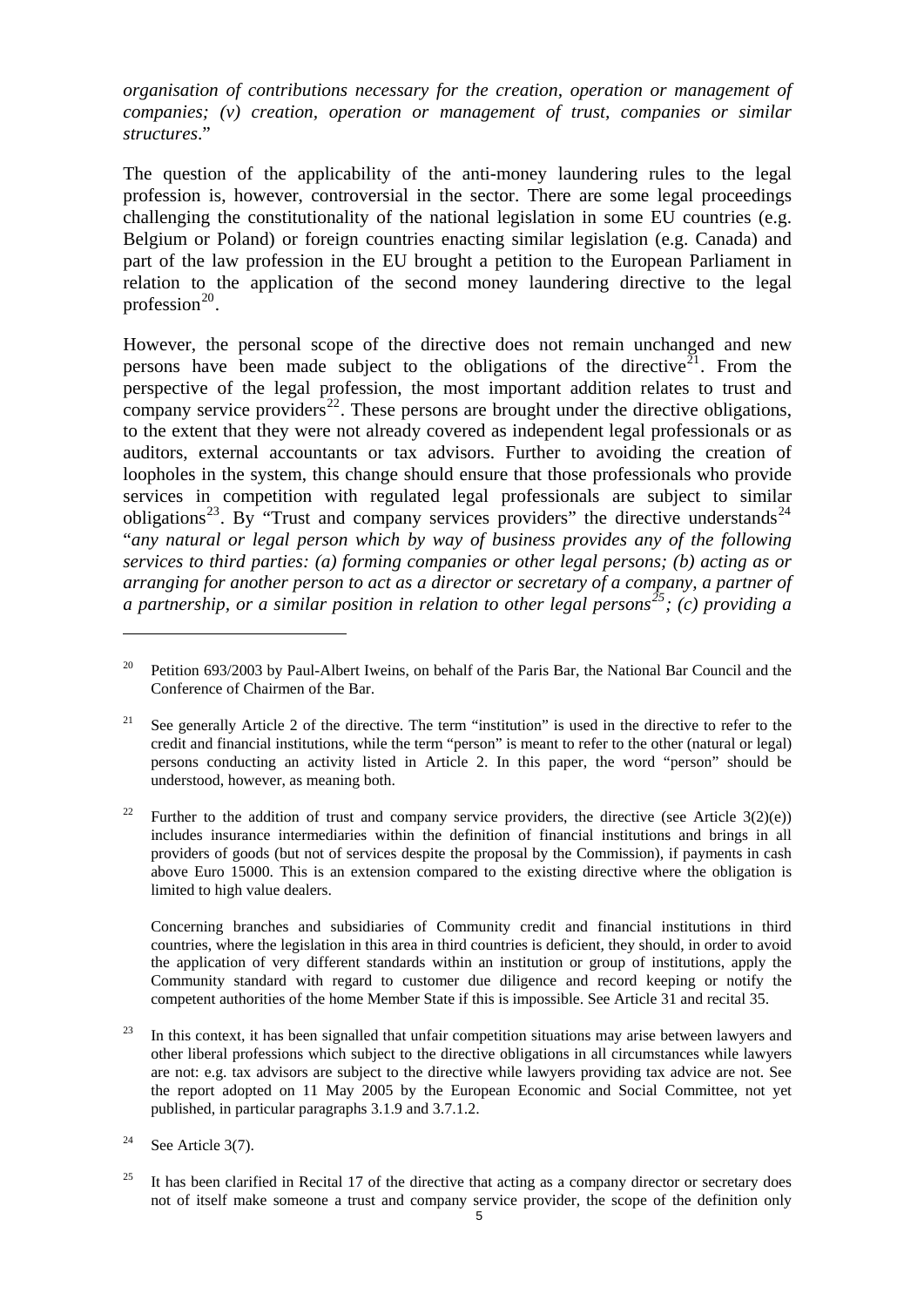*organisation of contributions necessary for the creation, operation or management of companies; (v) creation, operation or management of trust, companies or similar structures*."

The question of the applicability of the anti-money laundering rules to the legal profession is, however, controversial in the sector. There are some legal proceedings challenging the constitutionality of the national legislation in some EU countries (e.g. Belgium or Poland) or foreign countries enacting similar legislation (e.g. Canada) and part of the law profession in the EU brought a petition to the European Parliament in relation to the application of the second money laundering directive to the legal profession[20].

However, the personal scope of the directive does not remain unchanged and new persons have been made subject to the obligations of the directive[21]. From the perspective of the legal profession, the most important addition relates to trust and company service providers[22]. These persons are brought under the directive obligations, to the extent that they were not already covered as independent legal professionals or as auditors, external accountants or tax advisors. Further to avoiding the creation of loopholes in the system, this change should ensure that those professionals who provide services in competition with regulated legal professionals are subject to similar obligations[23]. By "Trust and company services providers" the directive understands[24] "*any natural or legal person which by way of business provides any of the following services to third parties: (a) forming companies or other legal persons; (b) acting as or arranging for another person to act as a director or secretary of a company, a partner of a partnership, or a similar position in relation to other legal persons*[25]*; (c) providing a*

---

[20] Petition 693/2003 by Paul-Albert Iweins, on behalf of the Paris Bar, the National Bar Council and the Conference of Chairmen of the Bar.

[21] See generally Article 2 of the directive. The term "institution" is used in the directive to refer to the credit and financial institutions, while the term "person" is meant to refer to the other (natural or legal) persons conducting an activity listed in Article 2. In this paper, the word "person" should be understood, however, as meaning both.

[22] Further to the addition of trust and company service providers, the directive (see Article 3(2)(e)) includes insurance intermediaries within the definition of financial institutions and brings in all providers of goods (but not of services despite the proposal by the Commission), if payments in cash above Euro 15000. This is an extension compared to the existing directive where the obligation is limited to high value dealers.

Concerning branches and subsidiaries of Community credit and financial institutions in third countries, where the legislation in this area in third countries is deficient, they should, in order to avoid the application of very different standards within an institution or group of institutions, apply the Community standard with regard to customer due diligence and record keeping or notify the competent authorities of the home Member State if this is impossible. See Article 31 and recital 35.

[23] In this context, it has been signalled that unfair competition situations may arise between lawyers and other liberal professions which subject to the directive obligations in all circumstances while lawyers are not: e.g. tax advisors are subject to the directive while lawyers providing tax advice are not. See the report adopted on 11 May 2005 by the European Economic and Social Committee, not yet published, in particular paragraphs 3.1.9 and 3.7.1.2.

[24] See Article 3(7).

[25] It has been clarified in Recital 17 of the directive that acting as a company director or secretary does not of itself make someone a trust and company service provider, the scope of the definition only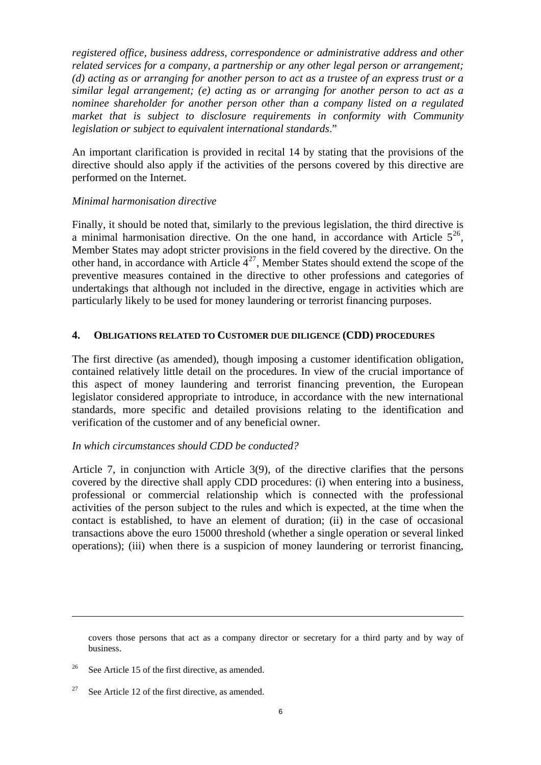*registered office, business address, correspondence or administrative address and other related services for a company, a partnership or any other legal person or arrangement; (d) acting as or arranging for another person to act as a trustee of an express trust or a similar legal arrangement; (e) acting as or arranging for another person to act as a nominee shareholder for another person other than a company listed on a regulated market that is subject to disclosure requirements in conformity with Community legislation or subject to equivalent international standards*."

An important clarification is provided in recital 14 by stating that the provisions of the directive should also apply if the activities of the persons covered by this directive are performed on the Internet.

*Minimal harmonisation directive*

Finally, it should be noted that, similarly to the previous legislation, the third directive is a minimal harmonisation directive. On the one hand, in accordance with Article 5[26], Member States may adopt stricter provisions in the field covered by the directive. On the other hand, in accordance with Article 4[27], Member States should extend the scope of the preventive measures contained in the directive to other professions and categories of undertakings that although not included in the directive, engage in activities which are particularly likely to be used for money laundering or terrorist financing purposes.

## 4. OBLIGATIONS RELATED TO CUSTOMER DUE DILIGENCE (CDD) PROCEDURES

The first directive (as amended), though imposing a customer identification obligation, contained relatively little detail on the procedures. In view of the crucial importance of this aspect of money laundering and terrorist financing prevention, the European legislator considered appropriate to introduce, in accordance with the new international standards, more specific and detailed provisions relating to the identification and verification of the customer and of any beneficial owner.

*In which circumstances should CDD be conducted?*

Article 7, in conjunction with Article 3(9), of the directive clarifies that the persons covered by the directive shall apply CDD procedures: (i) when entering into a business, professional or commercial relationship which is connected with the professional activities of the person subject to the rules and which is expected, at the time when the contact is established, to have an element of duration; (ii) in the case of occasional transactions above the euro 15000 threshold (whether a single operation or several linked operations); (iii) when there is a suspicion of money laundering or terrorist financing,

---

covers those persons that act as a company director or secretary for a third party and by way of business.

[26] See Article 15 of the first directive, as amended.

[27] See Article 12 of the first directive, as amended.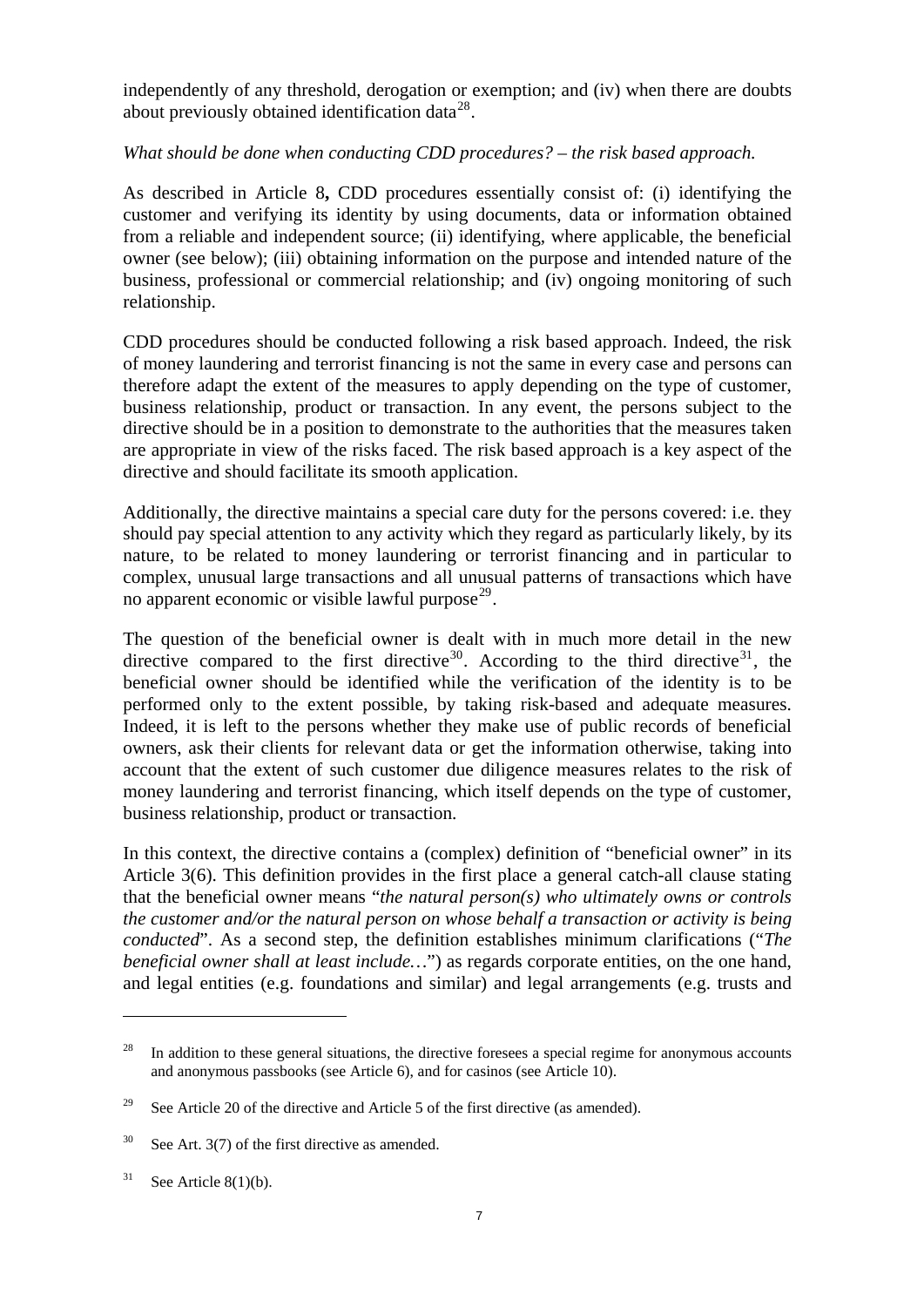independently of any threshold, derogation or exemption; and (iv) when there are doubts about previously obtained identification data[28].

*What should be done when conducting CDD procedures? – the risk based approach.*

As described in Article 8**,** CDD procedures essentially consist of: (i) identifying the customer and verifying its identity by using documents, data or information obtained from a reliable and independent source; (ii) identifying, where applicable, the beneficial owner (see below); (iii) obtaining information on the purpose and intended nature of the business, professional or commercial relationship; and (iv) ongoing monitoring of such relationship.

CDD procedures should be conducted following a risk based approach. Indeed, the risk of money laundering and terrorist financing is not the same in every case and persons can therefore adapt the extent of the measures to apply depending on the type of customer, business relationship, product or transaction. In any event, the persons subject to the directive should be in a position to demonstrate to the authorities that the measures taken are appropriate in view of the risks faced. The risk based approach is a key aspect of the directive and should facilitate its smooth application.

Additionally, the directive maintains a special care duty for the persons covered: i.e. they should pay special attention to any activity which they regard as particularly likely, by its nature, to be related to money laundering or terrorist financing and in particular to complex, unusual large transactions and all unusual patterns of transactions which have no apparent economic or visible lawful purpose[29].

The question of the beneficial owner is dealt with in much more detail in the new directive compared to the first directive[30]. According to the third directive[31], the beneficial owner should be identified while the verification of the identity is to be performed only to the extent possible, by taking risk-based and adequate measures. Indeed, it is left to the persons whether they make use of public records of beneficial owners, ask their clients for relevant data or get the information otherwise, taking into account that the extent of such customer due diligence measures relates to the risk of money laundering and terrorist financing, which itself depends on the type of customer, business relationship, product or transaction.

In this context, the directive contains a (complex) definition of "beneficial owner" in its Article 3(6). This definition provides in the first place a general catch-all clause stating that the beneficial owner means "*the natural person(s) who ultimately owns or controls the customer and/or the natural person on whose behalf a transaction or activity is being conducted*". As a second step, the definition establishes minimum clarifications ("*The beneficial owner shall at least include…*") as regards corporate entities, on the one hand, and legal entities (e.g. foundations and similar) and legal arrangements (e.g. trusts and

---

[28] In addition to these general situations, the directive foresees a special regime for anonymous accounts and anonymous passbooks (see Article 6), and for casinos (see Article 10).

[29] See Article 20 of the directive and Article 5 of the first directive (as amended).

[30] See Art. 3(7) of the first directive as amended.

[31] See Article 8(1)(b).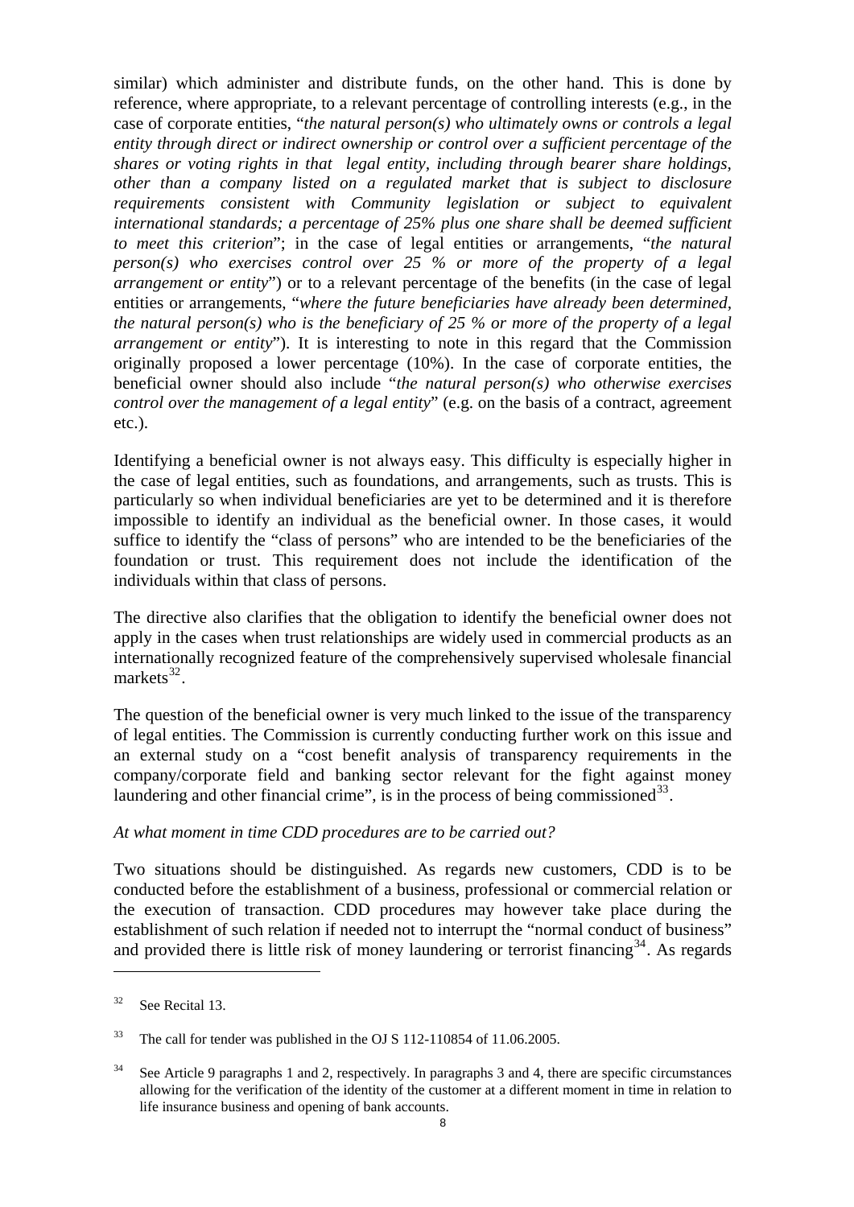similar) which administer and distribute funds, on the other hand. This is done by reference, where appropriate, to a relevant percentage of controlling interests (e.g., in the case of corporate entities, "*the natural person(s) who ultimately owns or controls a legal entity through direct or indirect ownership or control over a sufficient percentage of the shares or voting rights in that legal entity, including through bearer share holdings, other than a company listed on a regulated market that is subject to disclosure requirements consistent with Community legislation or subject to equivalent international standards; a percentage of 25% plus one share shall be deemed sufficient to meet this criterion*"; in the case of legal entities or arrangements, "*the natural person(s) who exercises control over 25 % or more of the property of a legal arrangement or entity*") or to a relevant percentage of the benefits (in the case of legal entities or arrangements, "*where the future beneficiaries have already been determined, the natural person(s) who is the beneficiary of 25 % or more of the property of a legal arrangement or entity*"). It is interesting to note in this regard that the Commission originally proposed a lower percentage (10%). In the case of corporate entities, the beneficial owner should also include "*the natural person(s) who otherwise exercises control over the management of a legal entity*" (e.g. on the basis of a contract, agreement etc.).

Identifying a beneficial owner is not always easy. This difficulty is especially higher in the case of legal entities, such as foundations, and arrangements, such as trusts. This is particularly so when individual beneficiaries are yet to be determined and it is therefore impossible to identify an individual as the beneficial owner. In those cases, it would suffice to identify the "class of persons" who are intended to be the beneficiaries of the foundation or trust. This requirement does not include the identification of the individuals within that class of persons.

The directive also clarifies that the obligation to identify the beneficial owner does not apply in the cases when trust relationships are widely used in commercial products as an internationally recognized feature of the comprehensively supervised wholesale financial markets[32].

The question of the beneficial owner is very much linked to the issue of the transparency of legal entities. The Commission is currently conducting further work on this issue and an external study on a "cost benefit analysis of transparency requirements in the company/corporate field and banking sector relevant for the fight against money laundering and other financial crime", is in the process of being commissioned[33].

*At what moment in time CDD procedures are to be carried out?*

Two situations should be distinguished. As regards new customers, CDD is to be conducted before the establishment of a business, professional or commercial relation or the execution of transaction. CDD procedures may however take place during the establishment of such relation if needed not to interrupt the "normal conduct of business" and provided there is little risk of money laundering or terrorist financing[34]. As regards

---

[32] See Recital 13.

[33] The call for tender was published in the OJ S 112-110854 of 11.06.2005.

[34] See Article 9 paragraphs 1 and 2, respectively. In paragraphs 3 and 4, there are specific circumstances allowing for the verification of the identity of the customer at a different moment in time in relation to life insurance business and opening of bank accounts.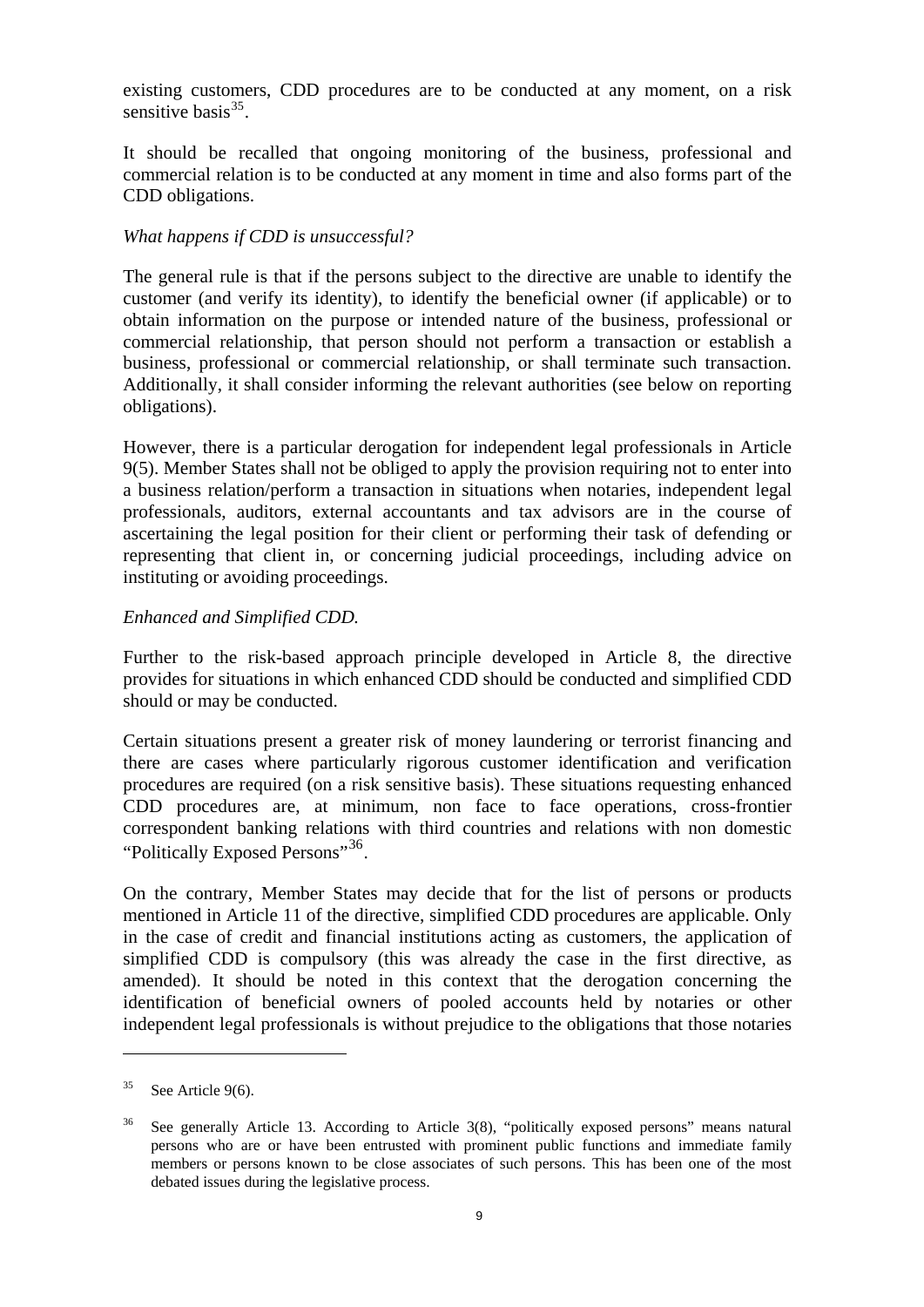existing customers, CDD procedures are to be conducted at any moment, on a risk sensitive basis[35].

It should be recalled that ongoing monitoring of the business, professional and commercial relation is to be conducted at any moment in time and also forms part of the CDD obligations.

*What happens if CDD is unsuccessful?*

The general rule is that if the persons subject to the directive are unable to identify the customer (and verify its identity), to identify the beneficial owner (if applicable) or to obtain information on the purpose or intended nature of the business, professional or commercial relationship, that person should not perform a transaction or establish a business, professional or commercial relationship, or shall terminate such transaction. Additionally, it shall consider informing the relevant authorities (see below on reporting obligations).

However, there is a particular derogation for independent legal professionals in Article 9(5). Member States shall not be obliged to apply the provision requiring not to enter into a business relation/perform a transaction in situations when notaries, independent legal professionals, auditors, external accountants and tax advisors are in the course of ascertaining the legal position for their client or performing their task of defending or representing that client in, or concerning judicial proceedings, including advice on instituting or avoiding proceedings.

*Enhanced and Simplified CDD.*

Further to the risk-based approach principle developed in Article 8, the directive provides for situations in which enhanced CDD should be conducted and simplified CDD should or may be conducted.

Certain situations present a greater risk of money laundering or terrorist financing and there are cases where particularly rigorous customer identification and verification procedures are required (on a risk sensitive basis). These situations requesting enhanced CDD procedures are, at minimum, non face to face operations, cross-frontier correspondent banking relations with third countries and relations with non domestic "Politically Exposed Persons"[36].

On the contrary, Member States may decide that for the list of persons or products mentioned in Article 11 of the directive, simplified CDD procedures are applicable. Only in the case of credit and financial institutions acting as customers, the application of simplified CDD is compulsory (this was already the case in the first directive, as amended). It should be noted in this context that the derogation concerning the identification of beneficial owners of pooled accounts held by notaries or other independent legal professionals is without prejudice to the obligations that those notaries

---

[35] See Article 9(6).

[36] See generally Article 13. According to Article 3(8), "politically exposed persons" means natural persons who are or have been entrusted with prominent public functions and immediate family members or persons known to be close associates of such persons. This has been one of the most debated issues during the legislative process.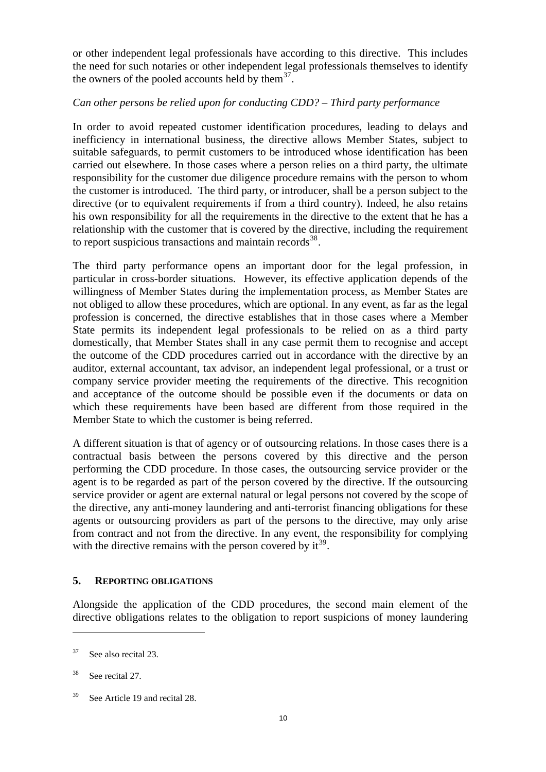or other independent legal professionals have according to this directive. This includes the need for such notaries or other independent legal professionals themselves to identify the owners of the pooled accounts held by them[37].

*Can other persons be relied upon for conducting CDD? – Third party performance*

In order to avoid repeated customer identification procedures, leading to delays and inefficiency in international business, the directive allows Member States, subject to suitable safeguards, to permit customers to be introduced whose identification has been carried out elsewhere. In those cases where a person relies on a third party, the ultimate responsibility for the customer due diligence procedure remains with the person to whom the customer is introduced. The third party, or introducer, shall be a person subject to the directive (or to equivalent requirements if from a third country). Indeed, he also retains his own responsibility for all the requirements in the directive to the extent that he has a relationship with the customer that is covered by the directive, including the requirement to report suspicious transactions and maintain records[38].

The third party performance opens an important door for the legal profession, in particular in cross-border situations. However, its effective application depends of the willingness of Member States during the implementation process, as Member States are not obliged to allow these procedures, which are optional. In any event, as far as the legal profession is concerned, the directive establishes that in those cases where a Member State permits its independent legal professionals to be relied on as a third party domestically, that Member States shall in any case permit them to recognise and accept the outcome of the CDD procedures carried out in accordance with the directive by an auditor, external accountant, tax advisor, an independent legal professional, or a trust or company service provider meeting the requirements of the directive. This recognition and acceptance of the outcome should be possible even if the documents or data on which these requirements have been based are different from those required in the Member State to which the customer is being referred.

A different situation is that of agency or of outsourcing relations. In those cases there is a contractual basis between the persons covered by this directive and the person performing the CDD procedure. In those cases, the outsourcing service provider or the agent is to be regarded as part of the person covered by the directive. If the outsourcing service provider or agent are external natural or legal persons not covered by the scope of the directive, any anti-money laundering and anti-terrorist financing obligations for these agents or outsourcing providers as part of the persons to the directive, may only arise from contract and not from the directive. In any event, the responsibility for complying with the directive remains with the person covered by it[39].

## 5. REPORTING OBLIGATIONS

Alongside the application of the CDD procedures, the second main element of the directive obligations relates to the obligation to report suspicions of money laundering

---

[37] See also recital 23.

[38] See recital 27.

[39] See Article 19 and recital 28.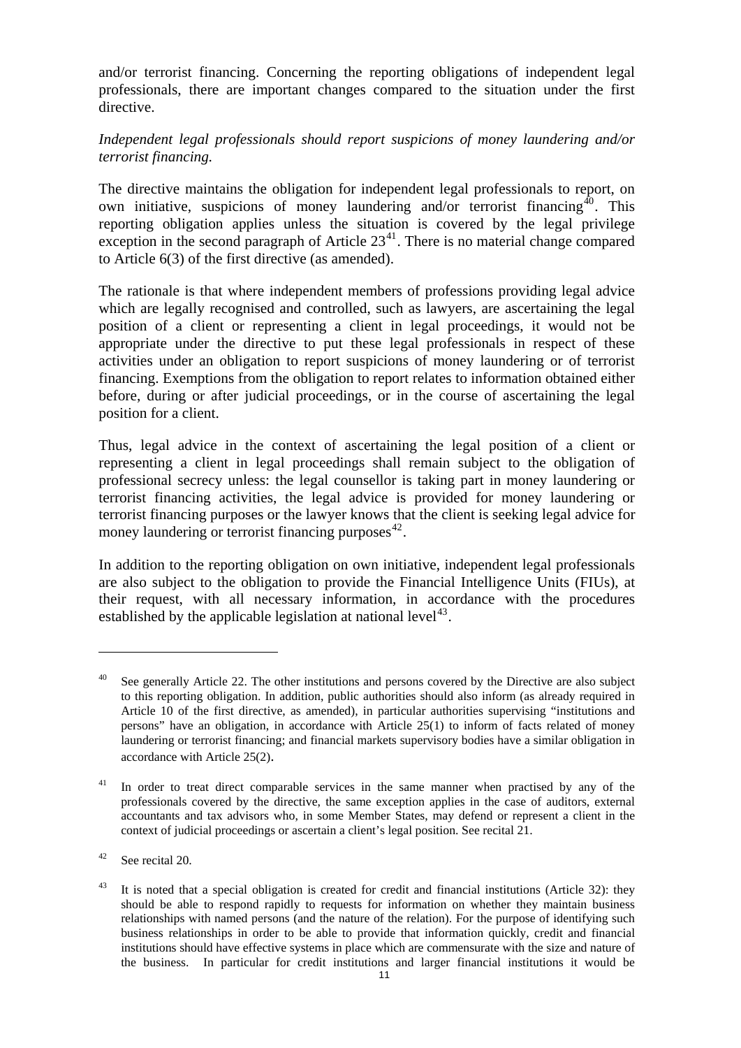and/or terrorist financing. Concerning the reporting obligations of independent legal professionals, there are important changes compared to the situation under the first directive.

*Independent legal professionals should report suspicions of money laundering and/or terrorist financing.*

The directive maintains the obligation for independent legal professionals to report, on own initiative, suspicions of money laundering and/or terrorist financing[40]. This reporting obligation applies unless the situation is covered by the legal privilege exception in the second paragraph of Article 23[41]. There is no material change compared to Article 6(3) of the first directive (as amended).

The rationale is that where independent members of professions providing legal advice which are legally recognised and controlled, such as lawyers, are ascertaining the legal position of a client or representing a client in legal proceedings, it would not be appropriate under the directive to put these legal professionals in respect of these activities under an obligation to report suspicions of money laundering or of terrorist financing. Exemptions from the obligation to report relates to information obtained either before, during or after judicial proceedings, or in the course of ascertaining the legal position for a client.

Thus, legal advice in the context of ascertaining the legal position of a client or representing a client in legal proceedings shall remain subject to the obligation of professional secrecy unless: the legal counsellor is taking part in money laundering or terrorist financing activities, the legal advice is provided for money laundering or terrorist financing purposes or the lawyer knows that the client is seeking legal advice for money laundering or terrorist financing purposes[42].

In addition to the reporting obligation on own initiative, independent legal professionals are also subject to the obligation to provide the Financial Intelligence Units (FIUs), at their request, with all necessary information, in accordance with the procedures established by the applicable legislation at national level[43].

---

[40] See generally Article 22. The other institutions and persons covered by the Directive are also subject to this reporting obligation. In addition, public authorities should also inform (as already required in Article 10 of the first directive, as amended), in particular authorities supervising "institutions and persons" have an obligation, in accordance with Article 25(1) to inform of facts related of money laundering or terrorist financing; and financial markets supervisory bodies have a similar obligation in accordance with Article 25(2).

[41] In order to treat direct comparable services in the same manner when practised by any of the professionals covered by the directive, the same exception applies in the case of auditors, external accountants and tax advisors who, in some Member States, may defend or represent a client in the context of judicial proceedings or ascertain a client's legal position. See recital 21.

[42] See recital 20.

[43] It is noted that a special obligation is created for credit and financial institutions (Article 32): they should be able to respond rapidly to requests for information on whether they maintain business relationships with named persons (and the nature of the relation). For the purpose of identifying such business relationships in order to be able to provide that information quickly, credit and financial institutions should have effective systems in place which are commensurate with the size and nature of the business. In particular for credit institutions and larger financial institutions it would be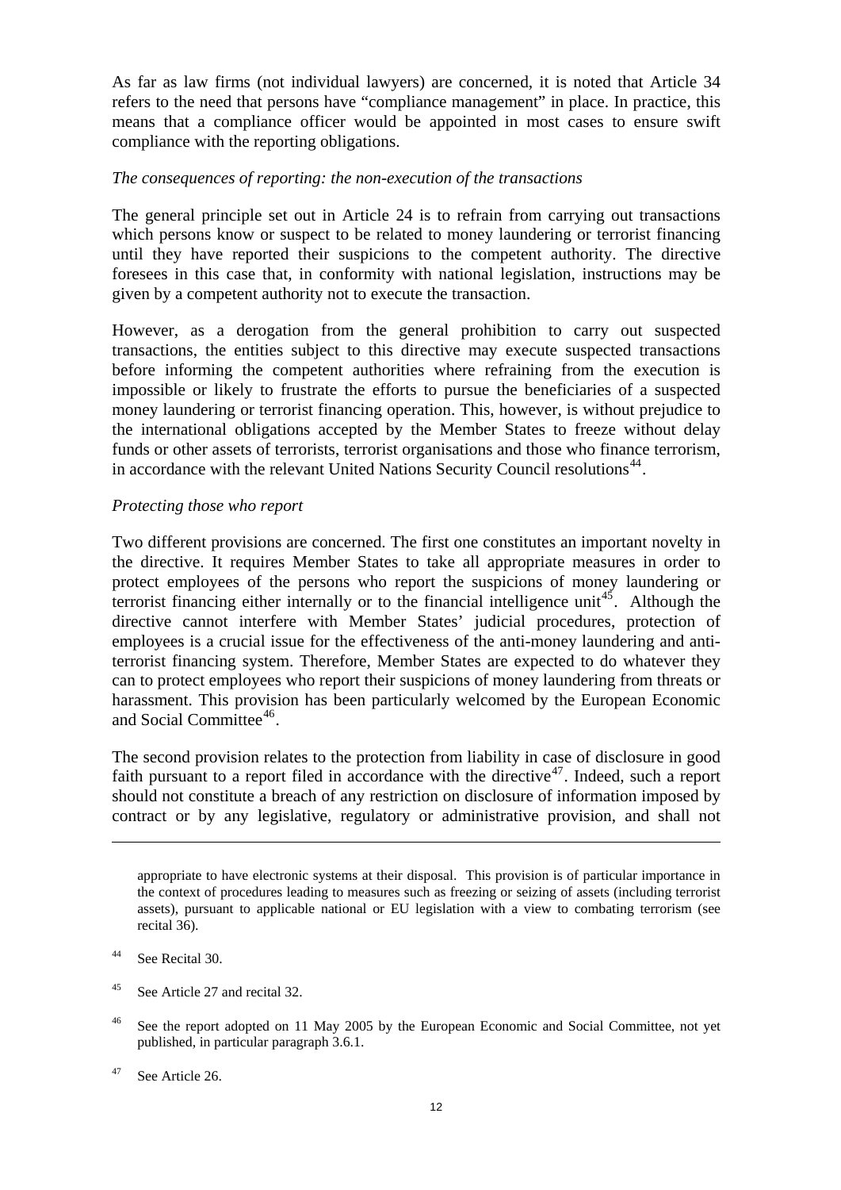As far as law firms (not individual lawyers) are concerned, it is noted that Article 34 refers to the need that persons have "compliance management" in place. In practice, this means that a compliance officer would be appointed in most cases to ensure swift compliance with the reporting obligations.

*The consequences of reporting: the non-execution of the transactions*

The general principle set out in Article 24 is to refrain from carrying out transactions which persons know or suspect to be related to money laundering or terrorist financing until they have reported their suspicions to the competent authority. The directive foresees in this case that, in conformity with national legislation, instructions may be given by a competent authority not to execute the transaction.

However, as a derogation from the general prohibition to carry out suspected transactions, the entities subject to this directive may execute suspected transactions before informing the competent authorities where refraining from the execution is impossible or likely to frustrate the efforts to pursue the beneficiaries of a suspected money laundering or terrorist financing operation. This, however, is without prejudice to the international obligations accepted by the Member States to freeze without delay funds or other assets of terrorists, terrorist organisations and those who finance terrorism, in accordance with the relevant United Nations Security Council resolutions[44].

*Protecting those who report*

Two different provisions are concerned. The first one constitutes an important novelty in the directive. It requires Member States to take all appropriate measures in order to protect employees of the persons who report the suspicions of money laundering or terrorist financing either internally or to the financial intelligence unit[45]. Although the directive cannot interfere with Member States' judicial procedures, protection of employees is a crucial issue for the effectiveness of the anti-money laundering and anti-terrorist financing system. Therefore, Member States are expected to do whatever they can to protect employees who report their suspicions of money laundering from threats or harassment. This provision has been particularly welcomed by the European Economic and Social Committee[46].

The second provision relates to the protection from liability in case of disclosure in good faith pursuant to a report filed in accordance with the directive[47]. Indeed, such a report should not constitute a breach of any restriction on disclosure of information imposed by contract or by any legislative, regulatory or administrative provision, and shall not

---

appropriate to have electronic systems at their disposal. This provision is of particular importance in the context of procedures leading to measures such as freezing or seizing of assets (including terrorist assets), pursuant to applicable national or EU legislation with a view to combating terrorism (see recital 36).

[44] See Recital 30.

[45] See Article 27 and recital 32.

[46] See the report adopted on 11 May 2005 by the European Economic and Social Committee, not yet published, in particular paragraph 3.6.1.

[47] See Article 26.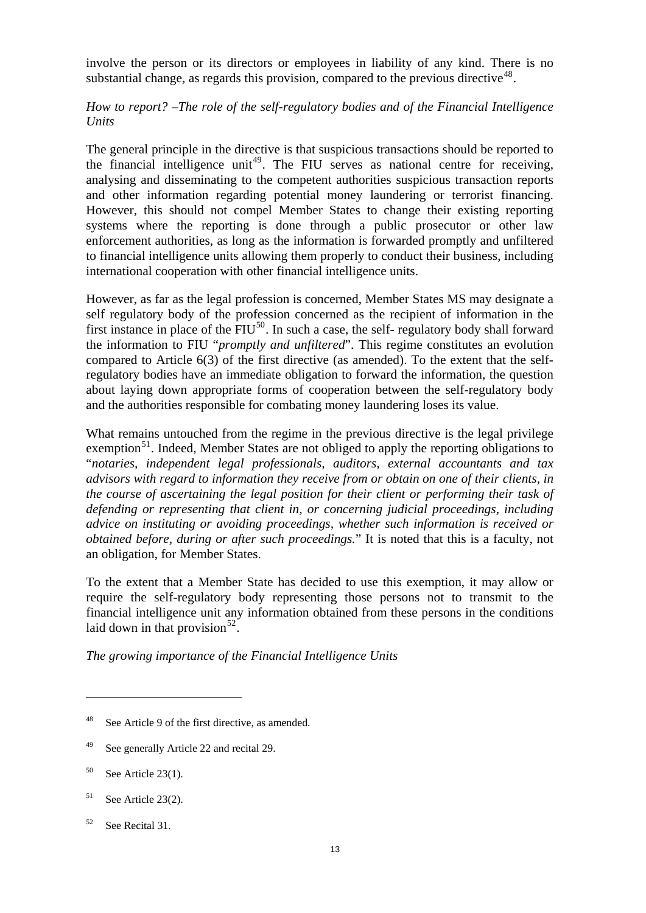involve the person or its directors or employees in liability of any kind. There is no substantial change, as regards this provision, compared to the previous directive[48].

*How to report? –The role of the self-regulatory bodies and of the Financial Intelligence Units*

The general principle in the directive is that suspicious transactions should be reported to the financial intelligence unit[49]. The FIU serves as national centre for receiving, analysing and disseminating to the competent authorities suspicious transaction reports and other information regarding potential money laundering or terrorist financing. However, this should not compel Member States to change their existing reporting systems where the reporting is done through a public prosecutor or other law enforcement authorities, as long as the information is forwarded promptly and unfiltered to financial intelligence units allowing them properly to conduct their business, including international cooperation with other financial intelligence units.

However, as far as the legal profession is concerned, Member States MS may designate a self regulatory body of the profession concerned as the recipient of information in the first instance in place of the FIU[50]. In such a case, the self- regulatory body shall forward the information to FIU "*promptly and unfiltered*". This regime constitutes an evolution compared to Article 6(3) of the first directive (as amended). To the extent that the self-regulatory bodies have an immediate obligation to forward the information, the question about laying down appropriate forms of cooperation between the self-regulatory body and the authorities responsible for combating money laundering loses its value.

What remains untouched from the regime in the previous directive is the legal privilege exemption[51]. Indeed, Member States are not obliged to apply the reporting obligations to "*notaries, independent legal professionals, auditors, external accountants and tax advisors with regard to information they receive from or obtain on one of their clients, in the course of ascertaining the legal position for their client or performing their task of defending or representing that client in, or concerning judicial proceedings, including advice on instituting or avoiding proceedings, whether such information is received or obtained before, during or after such proceedings.*" It is noted that this is a faculty, not an obligation, for Member States.

To the extent that a Member State has decided to use this exemption, it may allow or require the self-regulatory body representing those persons not to transmit to the financial intelligence unit any information obtained from these persons in the conditions laid down in that provision[52].

*The growing importance of the Financial Intelligence Units*

---

[48] See Article 9 of the first directive, as amended.

[49] See generally Article 22 and recital 29.

[50] See Article 23(1).

[51] See Article 23(2).

[52] See Recital 31.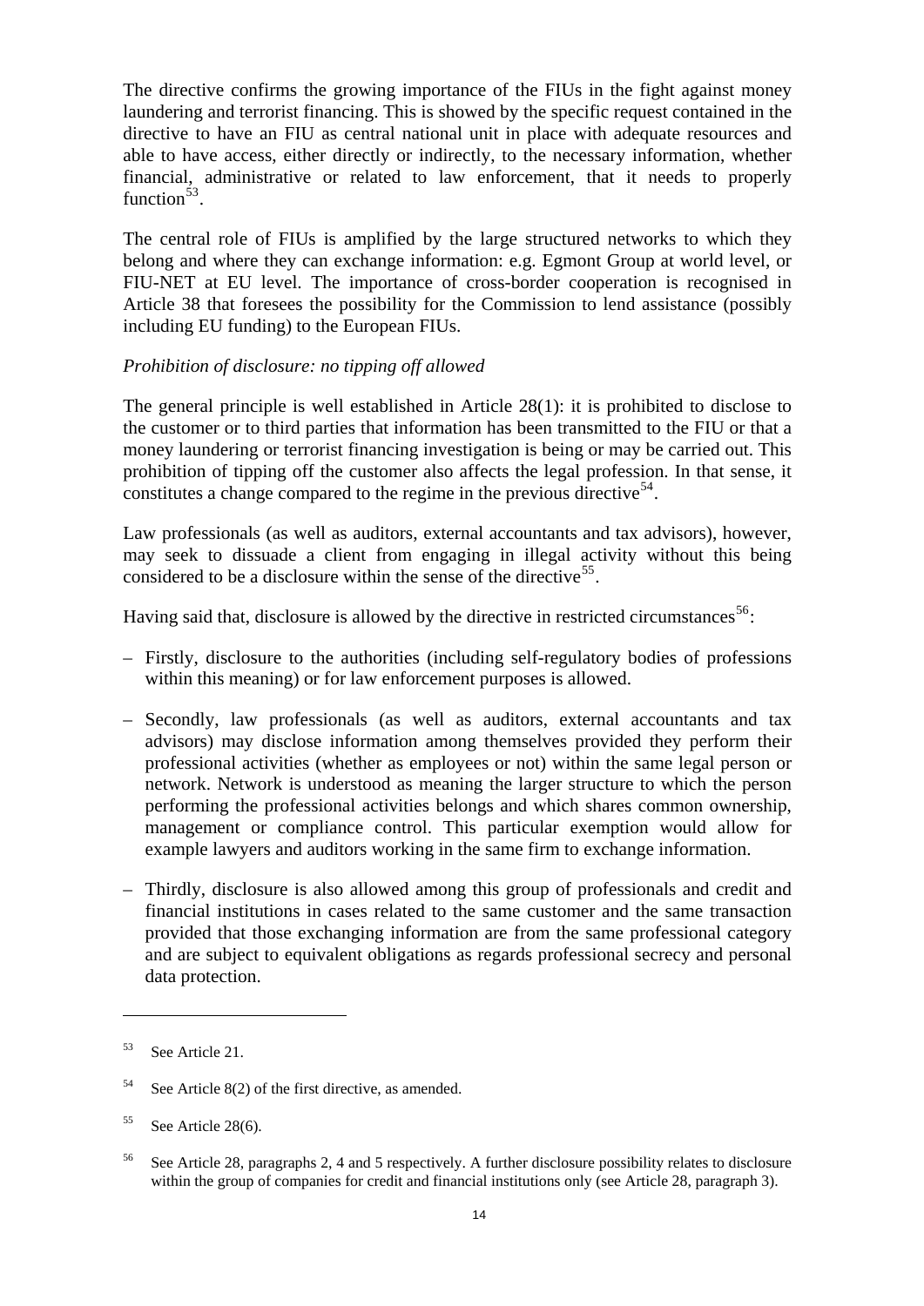The directive confirms the growing importance of the FIUs in the fight against money laundering and terrorist financing. This is showed by the specific request contained in the directive to have an FIU as central national unit in place with adequate resources and able to have access, either directly or indirectly, to the necessary information, whether financial, administrative or related to law enforcement, that it needs to properly function[53].

The central role of FIUs is amplified by the large structured networks to which they belong and where they can exchange information: e.g. Egmont Group at world level, or FIU-NET at EU level. The importance of cross-border cooperation is recognised in Article 38 that foresees the possibility for the Commission to lend assistance (possibly including EU funding) to the European FIUs.

*Prohibition of disclosure: no tipping off allowed*

The general principle is well established in Article 28(1): it is prohibited to disclose to the customer or to third parties that information has been transmitted to the FIU or that a money laundering or terrorist financing investigation is being or may be carried out. This prohibition of tipping off the customer also affects the legal profession. In that sense, it constitutes a change compared to the regime in the previous directive[54].

Law professionals (as well as auditors, external accountants and tax advisors), however, may seek to dissuade a client from engaging in illegal activity without this being considered to be a disclosure within the sense of the directive[55].

Having said that, disclosure is allowed by the directive in restricted circumstances[56]:

– Firstly, disclosure to the authorities (including self-regulatory bodies of professions within this meaning) or for law enforcement purposes is allowed.

– Secondly, law professionals (as well as auditors, external accountants and tax advisors) may disclose information among themselves provided they perform their professional activities (whether as employees or not) within the same legal person or network. Network is understood as meaning the larger structure to which the person performing the professional activities belongs and which shares common ownership, management or compliance control. This particular exemption would allow for example lawyers and auditors working in the same firm to exchange information.

– Thirdly, disclosure is also allowed among this group of professionals and credit and financial institutions in cases related to the same customer and the same transaction provided that those exchanging information are from the same professional category and are subject to equivalent obligations as regards professional secrecy and personal data protection.

---

[53] See Article 21.

[54] See Article 8(2) of the first directive, as amended.

[55] See Article 28(6).

[56] See Article 28, paragraphs 2, 4 and 5 respectively. A further disclosure possibility relates to disclosure within the group of companies for credit and financial institutions only (see Article 28, paragraph 3).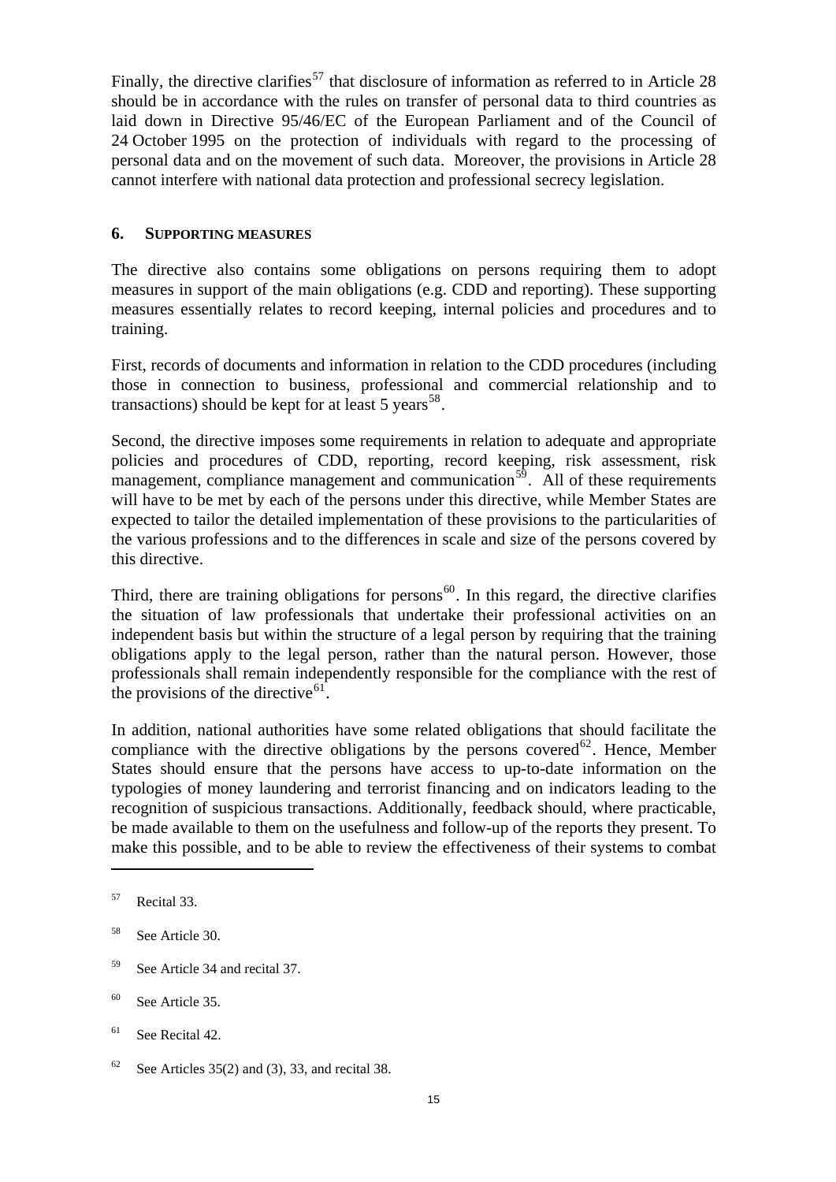Finally, the directive clarifies[57] that disclosure of information as referred to in Article 28 should be in accordance with the rules on transfer of personal data to third countries as laid down in Directive 95/46/EC of the European Parliament and of the Council of 24 October 1995 on the protection of individuals with regard to the processing of personal data and on the movement of such data. Moreover, the provisions in Article 28 cannot interfere with national data protection and professional secrecy legislation.

## 6. SUPPORTING MEASURES

The directive also contains some obligations on persons requiring them to adopt measures in support of the main obligations (e.g. CDD and reporting). These supporting measures essentially relates to record keeping, internal policies and procedures and to training.

First, records of documents and information in relation to the CDD procedures (including those in connection to business, professional and commercial relationship and to transactions) should be kept for at least 5 years[58].

Second, the directive imposes some requirements in relation to adequate and appropriate policies and procedures of CDD, reporting, record keeping, risk assessment, risk management, compliance management and communication[59]. All of these requirements will have to be met by each of the persons under this directive, while Member States are expected to tailor the detailed implementation of these provisions to the particularities of the various professions and to the differences in scale and size of the persons covered by this directive.

Third, there are training obligations for persons[60]. In this regard, the directive clarifies the situation of law professionals that undertake their professional activities on an independent basis but within the structure of a legal person by requiring that the training obligations apply to the legal person, rather than the natural person. However, those professionals shall remain independently responsible for the compliance with the rest of the provisions of the directive[61].

In addition, national authorities have some related obligations that should facilitate the compliance with the directive obligations by the persons covered[62]. Hence, Member States should ensure that the persons have access to up-to-date information on the typologies of money laundering and terrorist financing and on indicators leading to the recognition of suspicious transactions. Additionally, feedback should, where practicable, be made available to them on the usefulness and follow-up of the reports they present. To make this possible, and to be able to review the effectiveness of their systems to combat

---

[57] Recital 33.

[58] See Article 30.

[59] See Article 34 and recital 37.

[60] See Article 35.

[61] See Recital 42.

[62] See Articles 35(2) and (3), 33, and recital 38.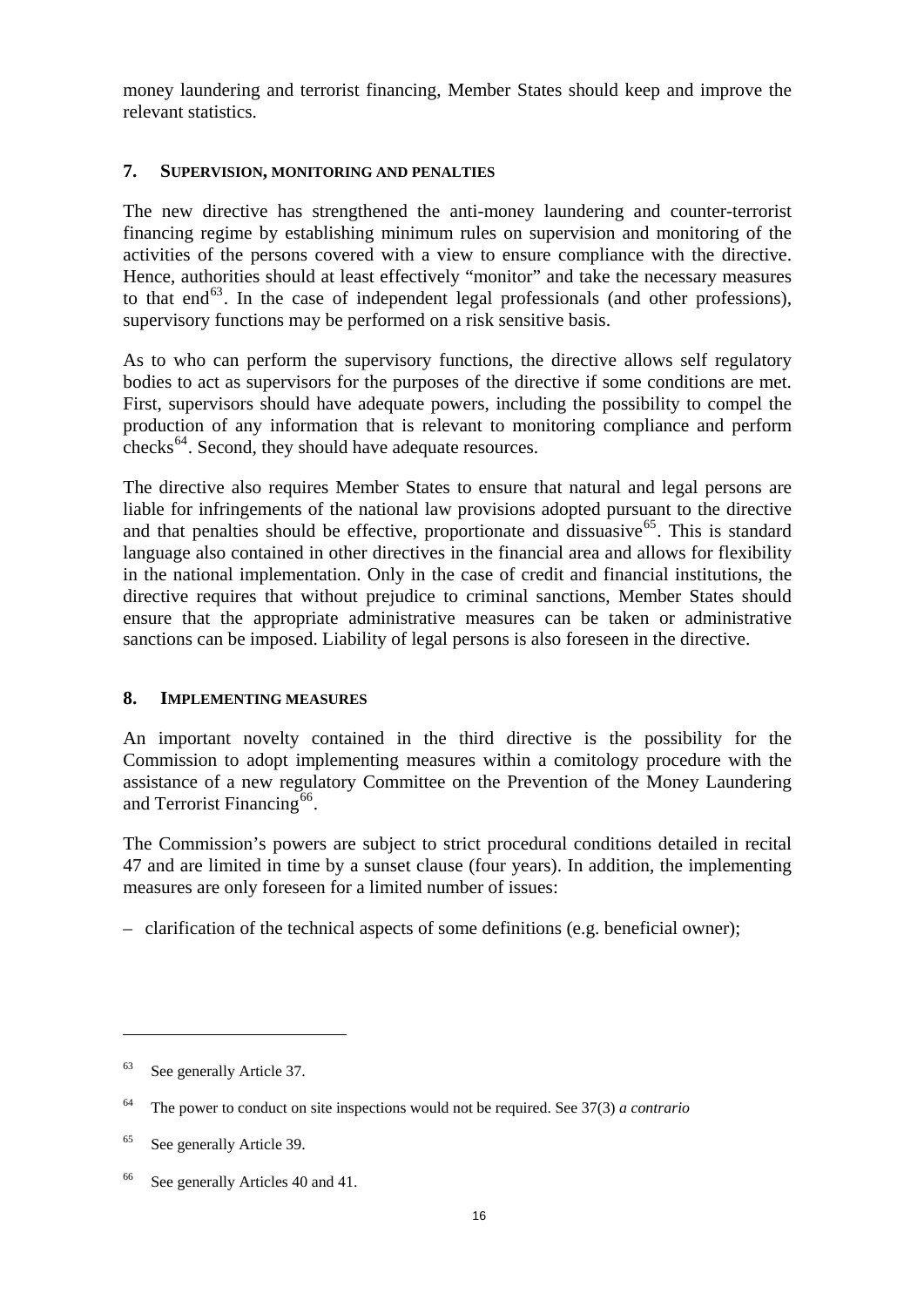money laundering and terrorist financing, Member States should keep and improve the relevant statistics.

## 7. Supervision, monitoring and penalties

The new directive has strengthened the anti-money laundering and counter-terrorist financing regime by establishing minimum rules on supervision and monitoring of the activities of the persons covered with a view to ensure compliance with the directive. Hence, authorities should at least effectively "monitor" and take the necessary measures to that end[63]. In the case of independent legal professionals (and other professions), supervisory functions may be performed on a risk sensitive basis.

As to who can perform the supervisory functions, the directive allows self regulatory bodies to act as supervisors for the purposes of the directive if some conditions are met. First, supervisors should have adequate powers, including the possibility to compel the production of any information that is relevant to monitoring compliance and perform checks[64]. Second, they should have adequate resources.

The directive also requires Member States to ensure that natural and legal persons are liable for infringements of the national law provisions adopted pursuant to the directive and that penalties should be effective, proportionate and dissuasive[65]. This is standard language also contained in other directives in the financial area and allows for flexibility in the national implementation. Only in the case of credit and financial institutions, the directive requires that without prejudice to criminal sanctions, Member States should ensure that the appropriate administrative measures can be taken or administrative sanctions can be imposed. Liability of legal persons is also foreseen in the directive.

## 8. Implementing measures

An important novelty contained in the third directive is the possibility for the Commission to adopt implementing measures within a comitology procedure with the assistance of a new regulatory Committee on the Prevention of the Money Laundering and Terrorist Financing[66].

The Commission's powers are subject to strict procedural conditions detailed in recital 47 and are limited in time by a sunset clause (four years). In addition, the implementing measures are only foreseen for a limited number of issues:

– clarification of the technical aspects of some definitions (e.g. beneficial owner);

---

[63] See generally Article 37.

[64] The power to conduct on site inspections would not be required. See 37(3) *a contrario*

[65] See generally Article 39.

[66] See generally Articles 40 and 41.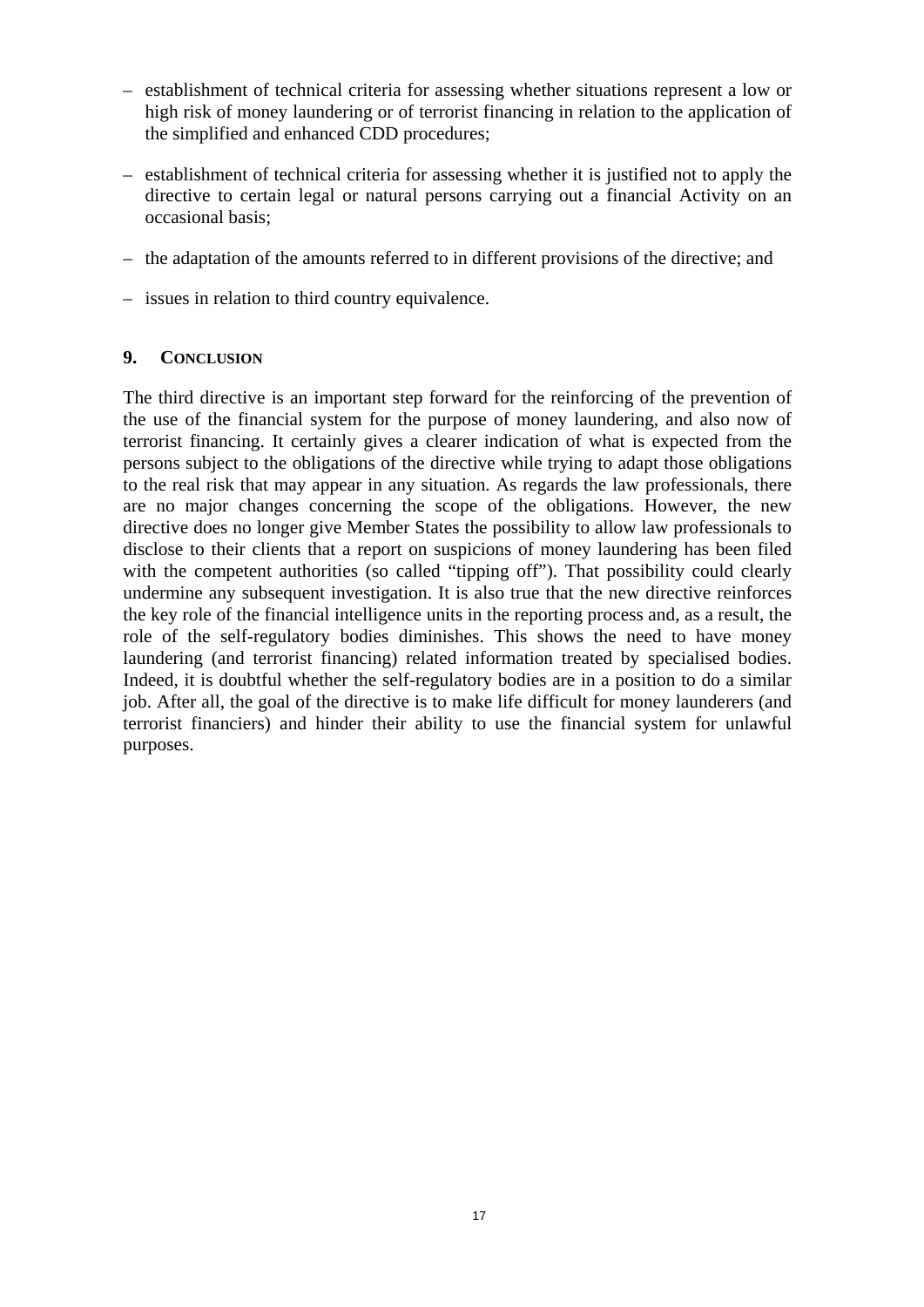- establishment of technical criteria for assessing whether situations represent a low or high risk of money laundering or of terrorist financing in relation to the application of the simplified and enhanced CDD procedures;
- establishment of technical criteria for assessing whether it is justified not to apply the directive to certain legal or natural persons carrying out a financial Activity on an occasional basis;
- the adaptation of the amounts referred to in different provisions of the directive; and
- issues in relation to third country equivalence.

## 9. CONCLUSION

The third directive is an important step forward for the reinforcing of the prevention of the use of the financial system for the purpose of money laundering, and also now of terrorist financing. It certainly gives a clearer indication of what is expected from the persons subject to the obligations of the directive while trying to adapt those obligations to the real risk that may appear in any situation. As regards the law professionals, there are no major changes concerning the scope of the obligations. However, the new directive does no longer give Member States the possibility to allow law professionals to disclose to their clients that a report on suspicions of money laundering has been filed with the competent authorities (so called "tipping off"). That possibility could clearly undermine any subsequent investigation. It is also true that the new directive reinforces the key role of the financial intelligence units in the reporting process and, as a result, the role of the self-regulatory bodies diminishes. This shows the need to have money laundering (and terrorist financing) related information treated by specialised bodies. Indeed, it is doubtful whether the self-regulatory bodies are in a position to do a similar job. After all, the goal of the directive is to make life difficult for money launderers (and terrorist financiers) and hinder their ability to use the financial system for unlawful purposes.